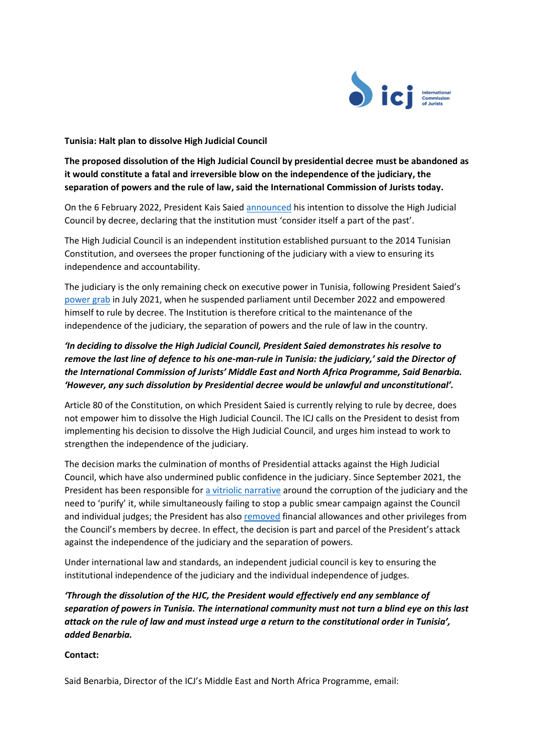**Tunisia: Halt plan to dissolve High Judicial Council**

**The proposed dissolution of the High Judicial Council by presidential decree must be abandoned as it would constitute a fatal and irreversible blow on the independence of the judiciary, the separation of powers and the rule of law, said the International Commission of Jurists today.**

On the 6 February 2022, President Kais Saied announced his intention to dissolve the High Judicial Council by decree, declaring that the institution must 'consider itself a part of the past'.

The High Judicial Council is an independent institution established pursuant to the 2014 Tunisian Constitution, and oversees the proper functioning of the judiciary with a view to ensuring its independence and accountability.

The judiciary is the only remaining check on executive power in Tunisia, following President Saied's power grab in July 2021, when he suspended parliament until December 2022 and empowered himself to rule by decree. The Institution is therefore critical to the maintenance of the independence of the judiciary, the separation of powers and the rule of law in the country.

***'In deciding to dissolve the High Judicial Council, President Saied demonstrates his resolve to remove the last line of defence to his one-man-rule in Tunisia: the judiciary,' said the Director of the International Commission of Jurists' Middle East and North Africa Programme, Said Benarbia. 'However, any such dissolution by Presidential decree would be unlawful and unconstitutional'.***

Article 80 of the Constitution, on which President Saied is currently relying to rule by decree, does not empower him to dissolve the High Judicial Council. The ICJ calls on the President to desist from implementing his decision to dissolve the High Judicial Council, and urges him instead to work to strengthen the independence of the judiciary.

The decision marks the culmination of months of Presidential attacks against the High Judicial Council, which have also undermined public confidence in the judiciary. Since September 2021, the President has been responsible for a vitriolic narrative around the corruption of the judiciary and the need to 'purify' it, while simultaneously failing to stop a public smear campaign against the Council and individual judges; the President has also removed financial allowances and other privileges from the Council's members by decree. In effect, the decision is part and parcel of the President's attack against the independence of the judiciary and the separation of powers.

Under international law and standards, an independent judicial council is key to ensuring the institutional independence of the judiciary and the individual independence of judges.

***'Through the dissolution of the HJC, the President would effectively end any semblance of separation of powers in Tunisia. The international community must not turn a blind eye on this last attack on the rule of law and must instead urge a return to the constitutional order in Tunisia', added Benarbia.***

**Contact:**

Said Benarbia, Director of the ICJ's Middle East and North Africa Programme, email: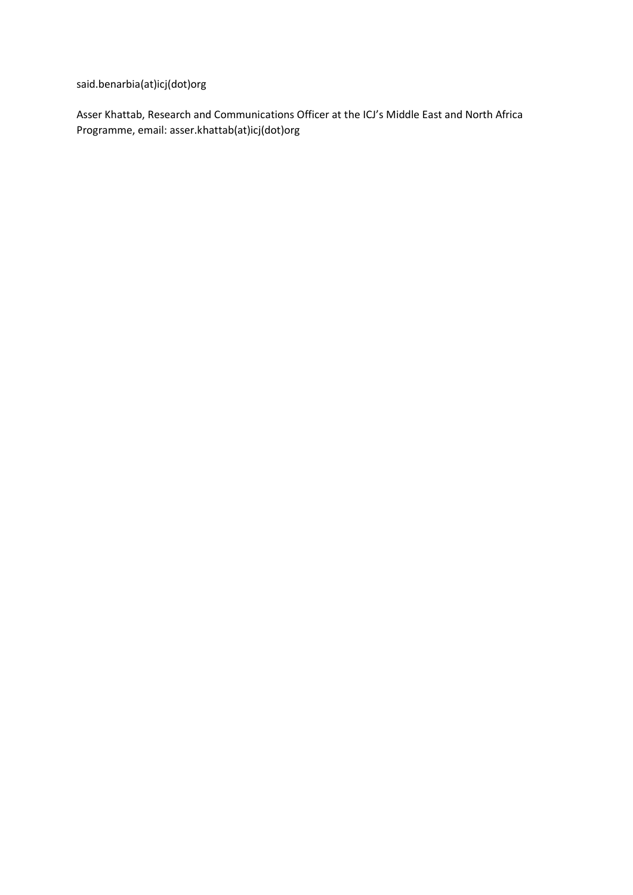said.benarbia(at)icj(dot)org

Asser Khattab, Research and Communications Officer at the ICJ's Middle East and North Africa Programme, email: asser.khattab(at)icj(dot)org